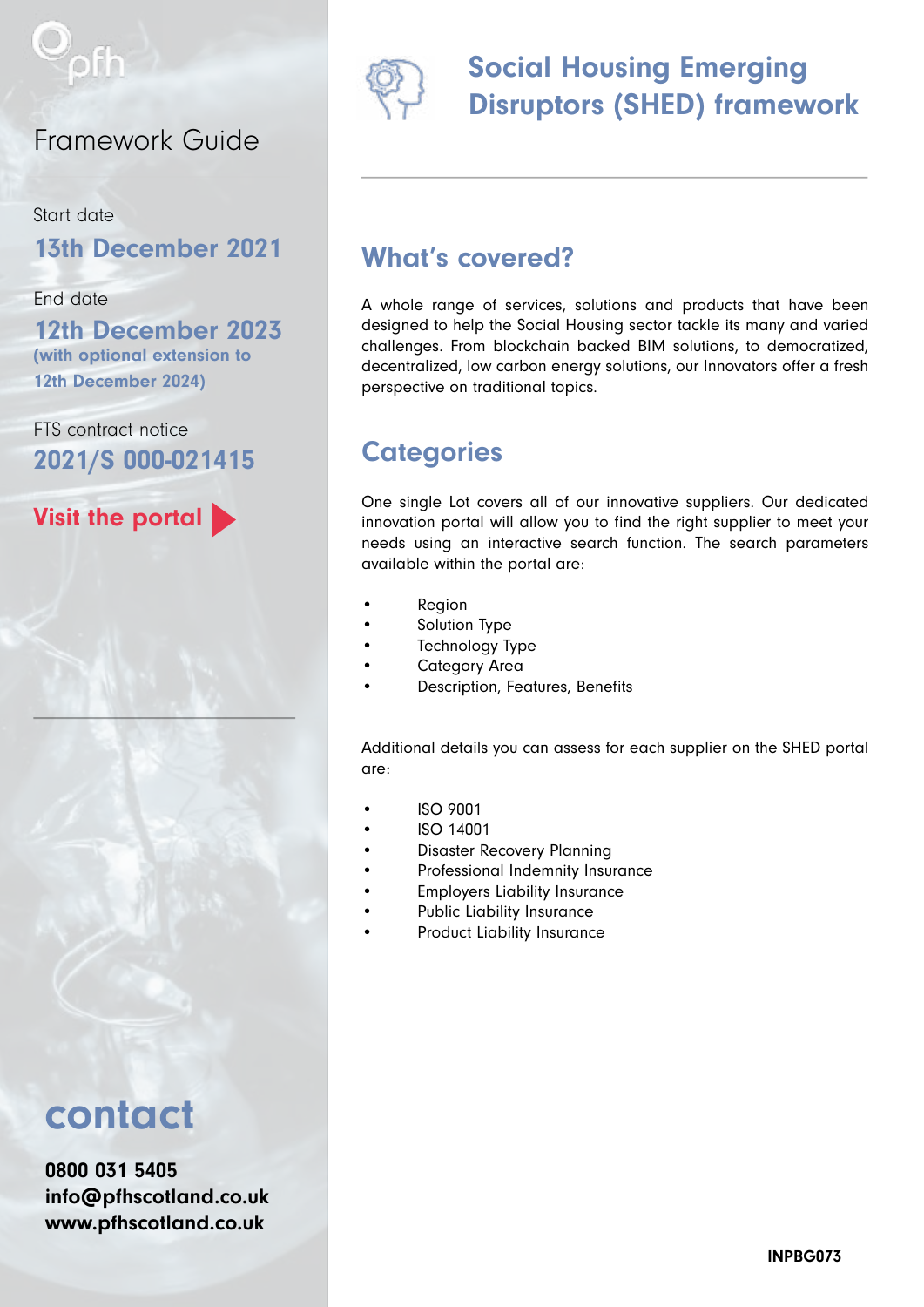pfh

Framework Guide

Start date

**13th December 2021**

End date

**12th December 2023**
**(with optional extension to 12th December 2024)**

FTS contract notice

**2021/S 000-021415**

**Visit the portal**

# Social Housing Emerging Disruptors (SHED) framework

## What's covered?

A whole range of services, solutions and products that have been designed to help the Social Housing sector tackle its many and varied challenges. From blockchain backed BIM solutions, to democratized, decentralized, low carbon energy solutions, our Innovators offer a fresh perspective on traditional topics.

## Categories

One single Lot covers all of our innovative suppliers. Our dedicated innovation portal will allow you to find the right supplier to meet your needs using an interactive search function. The search parameters available within the portal are:

- Region
- Solution Type
- Technology Type
- Category Area
- Description, Features, Benefits

Additional details you can assess for each supplier on the SHED portal are:

- ISO 9001
- ISO 14001
- Disaster Recovery Planning
- Professional Indemnity Insurance
- Employers Liability Insurance
- Public Liability Insurance
- Product Liability Insurance

## contact

**0800 031 5405**
**info@pfhscotland.co.uk**
**www.pfhscotland.co.uk**

**INPBG073**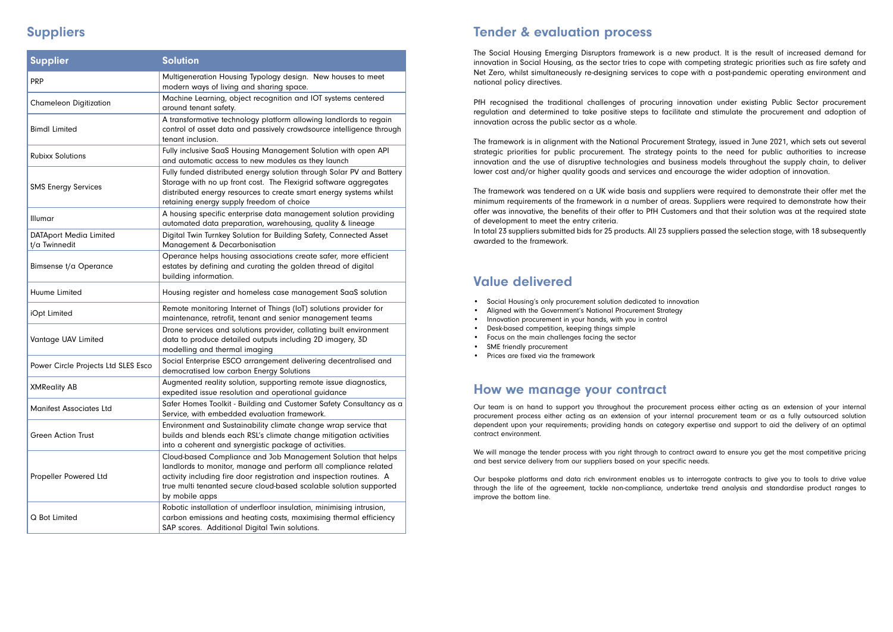## Suppliers

| Supplier | Solution |
|---|---|
| PRP | Multigeneration Housing Typology design. New houses to meet modern ways of living and sharing space. |
| Chameleon Digitization | Machine Learning, object recognition and IOT systems centered around tenant safety. |
| Bimdl Limited | A transformative technology platform allowing landlords to regain control of asset data and passively crowdsource intelligence through tenant inclusion. |
| Rubixx Solutions | Fully inclusive SaaS Housing Management Solution with open API and automatic access to new modules as they launch |
| SMS Energy Services | Fully funded distributed energy solution through Solar PV and Battery Storage with no up front cost. The Flexigrid software aggregates distributed energy resources to create smart energy systems whilst retaining energy supply freedom of choice |
| Illumar | A housing specific enterprise data management solution providing automated data preparation, warehousing, quality & lineage |
| DATAport Media Limited t/a Twinnedit | Digital Twin Turnkey Solution for Building Safety, Connected Asset Management & Decarbonisation |
| Bimsense t/a Operance | Operance helps housing associations create safer, more efficient estates by defining and curating the golden thread of digital building information. |
| Huume Limited | Housing register and homeless case management SaaS solution |
| iOpt Limited | Remote monitoring Internet of Things (IoT) solutions provider for maintenance, retrofit, tenant and senior management teams |
| Vantage UAV Limited | Drone services and solutions provider, collating built environment data to produce detailed outputs including 2D imagery, 3D modelling and thermal imaging |
| Power Circle Projects Ltd SLES Esco | Social Enterprise ESCO arrangement delivering decentralised and democratised low carbon Energy Solutions |
| XMReality AB | Augmented reality solution, supporting remote issue diagnostics, expedited issue resolution and operational guidance |
| Manifest Associates Ltd | Safer Homes Toolkit - Building and Customer Safety Consultancy as a Service, with embedded evaluation framework. |
| Green Action Trust | Environment and Sustainability climate change wrap service that builds and blends each RSL's climate change mitigation activities into a coherent and synergistic package of activities. |
| Propeller Powered Ltd | Cloud-based Compliance and Job Management Solution that helps landlords to monitor, manage and perform all compliance related activity including fire door registration and inspection routines. A true multi tenanted secure cloud-based scalable solution supported by mobile apps |
| Q Bot Limited | Robotic installation of underfloor insulation, minimising intrusion, carbon emissions and heating costs, maximising thermal efficiency SAP scores. Additional Digital Twin solutions. |

## Tender & evaluation process

The Social Housing Emerging Disruptors framework is a new product. It is the result of increased demand for innovation in Social Housing, as the sector tries to cope with competing strategic priorities such as fire safety and Net Zero, whilst simultaneously re-designing services to cope with a post-pandemic operating environment and national policy directives.

PfH recognised the traditional challenges of procuring innovation under existing Public Sector procurement regulation and determined to take positive steps to facilitate and stimulate the procurement and adoption of innovation across the public sector as a whole.

The framework is in alignment with the National Procurement Strategy, issued in June 2021, which sets out several strategic priorities for public procurement. The strategy points to the need for public authorities to increase innovation and the use of disruptive technologies and business models throughout the supply chain, to deliver lower cost and/or higher quality goods and services and encourage the wider adoption of innovation.

The framework was tendered on a UK wide basis and suppliers were required to demonstrate their offer met the minimum requirements of the framework in a number of areas. Suppliers were required to demonstrate how their offer was innovative, the benefits of their offer to PfH Customers and that their solution was at the required state of development to meet the entry criteria.

In total 23 suppliers submitted bids for 25 products. All 23 suppliers passed the selection stage, with 18 subsequently awarded to the framework.

## Value delivered

- Social Housing's only procurement solution dedicated to innovation
- Aligned with the Government's National Procurement Strategy
- Innovation procurement in your hands, with you in control
- Desk-based competition, keeping things simple
- Focus on the main challenges facing the sector
- SME friendly procurement
- Prices are fixed via the framework

## How we manage your contract

Our team is on hand to support you throughout the procurement process either acting as an extension of your internal procurement process either acting as an extension of your internal procurement team or as a fully outsourced solution dependent upon your requirements; providing hands on category expertise and support to aid the delivery of an optimal contract environment.

We will manage the tender process with you right through to contract award to ensure you get the most competitive pricing and best service delivery from our suppliers based on your specific needs.

Our bespoke platforms and data rich environment enables us to interrogate contracts to give you to tools to drive value through the life of the agreement, tackle non-compliance, undertake trend analysis and standardise product ranges to improve the bottom line.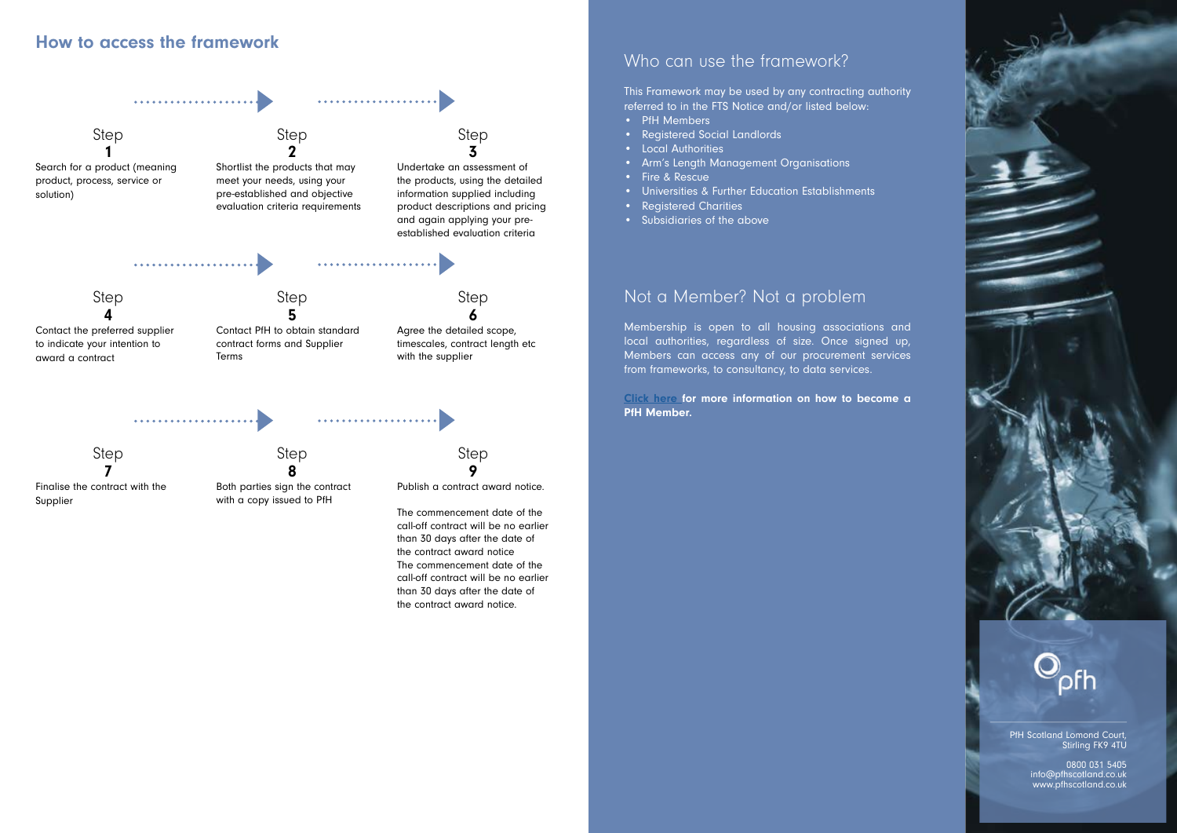## How to access the framework

**Step 1**

Search for a product (meaning product, process, service or solution)

**Step 2**

Shortlist the products that may meet your needs, using your pre-established and objective evaluation criteria requirements

**Step 3**

Undertake an assessment of the products, using the detailed information supplied including product descriptions and pricing and again applying your pre-established evaluation criteria

**Step 4**

Contact the preferred supplier to indicate your intention to award a contract

**Step 5**

Contact PfH to obtain standard contract forms and Supplier Terms

**Step 6**

Agree the detailed scope, timescales, contract length etc with the supplier

**Step 7**

Finalise the contract with the Supplier

**Step 8**

Both parties sign the contract with a copy issued to PfH

**Step 9**

Publish a contract award notice.

The commencement date of the call-off contract will be no earlier than 30 days after the date of the contract award notice
The commencement date of the call-off contract will be no earlier than 30 days after the date of the contract award notice.

## Who can use the framework?

This Framework may be used by any contracting authority referred to in the FTS Notice and/or listed below:

- PfH Members
- Registered Social Landlords
- Local Authorities
- Arm's Length Management Organisations
- Fire & Rescue
- Universities & Further Education Establishments
- Registered Charities
- Subsidiaries of the above

## Not a Member? Not a problem

Membership is open to all housing associations and local authorities, regardless of size. Once signed up, Members can access any of our procurement services from frameworks, to consultancy, to data services.

Click here **for more information on how to become a PfH Member.**

pfh

PfH Scotland Lomond Court,
Stirling FK9 4TU

0800 031 5405
info@pfhscotland.co.uk
www.pfhscotland.co.uk